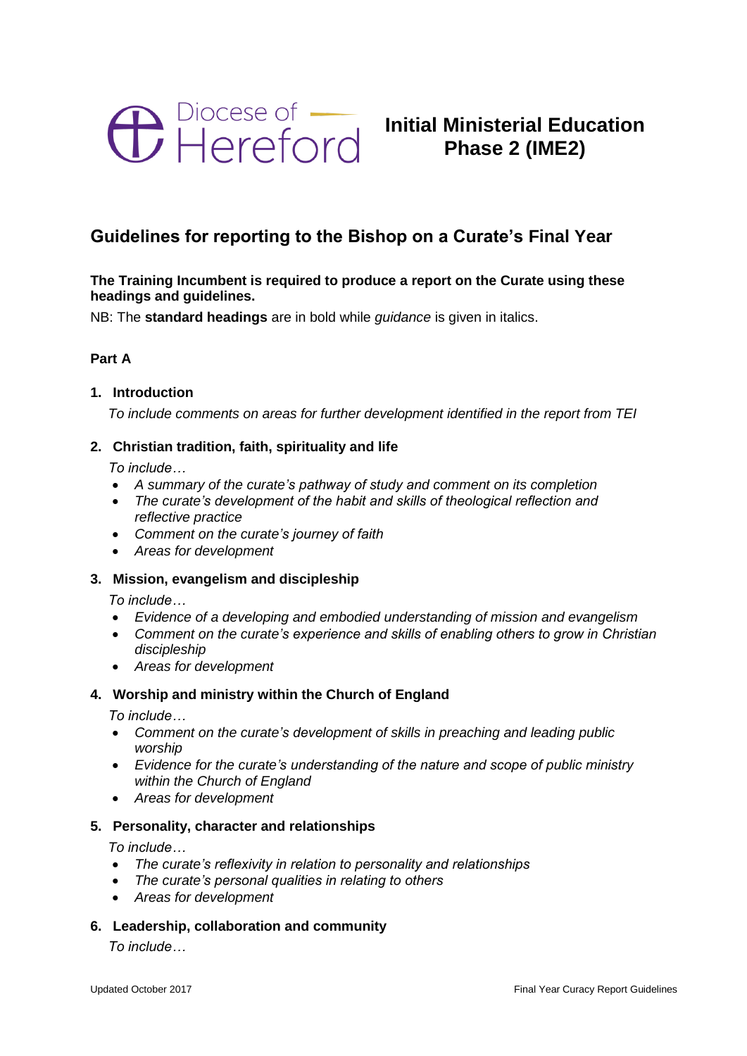Diocese of Hereford

# Initial Ministerial Education Phase 2 (IME2)

## Guidelines for reporting to the Bishop on a Curate's Final Year

**The Training Incumbent is required to produce a report on the Curate using these headings and guidelines.**

NB: The **standard headings** are in bold while *guidance* is given in italics.

**Part A**

1. **Introduction**

   *To include comments on areas for further development identified in the report from TEI*

2. **Christian tradition, faith, spirituality and life**

   *To include…*
   - *A summary of the curate's pathway of study and comment on its completion*
   - *The curate's development of the habit and skills of theological reflection and reflective practice*
   - *Comment on the curate's journey of faith*
   - *Areas for development*

3. **Mission, evangelism and discipleship**

   *To include…*
   - *Evidence of a developing and embodied understanding of mission and evangelism*
   - *Comment on the curate's experience and skills of enabling others to grow in Christian discipleship*
   - *Areas for development*

4. **Worship and ministry within the Church of England**

   *To include…*
   - *Comment on the curate's development of skills in preaching and leading public worship*
   - *Evidence for the curate's understanding of the nature and scope of public ministry within the Church of England*
   - *Areas for development*

5. **Personality, character and relationships**

   *To include…*
   - *The curate's reflexivity in relation to personality and relationships*
   - *The curate's personal qualities in relating to others*
   - *Areas for development*

6. **Leadership, collaboration and community**

   *To include…*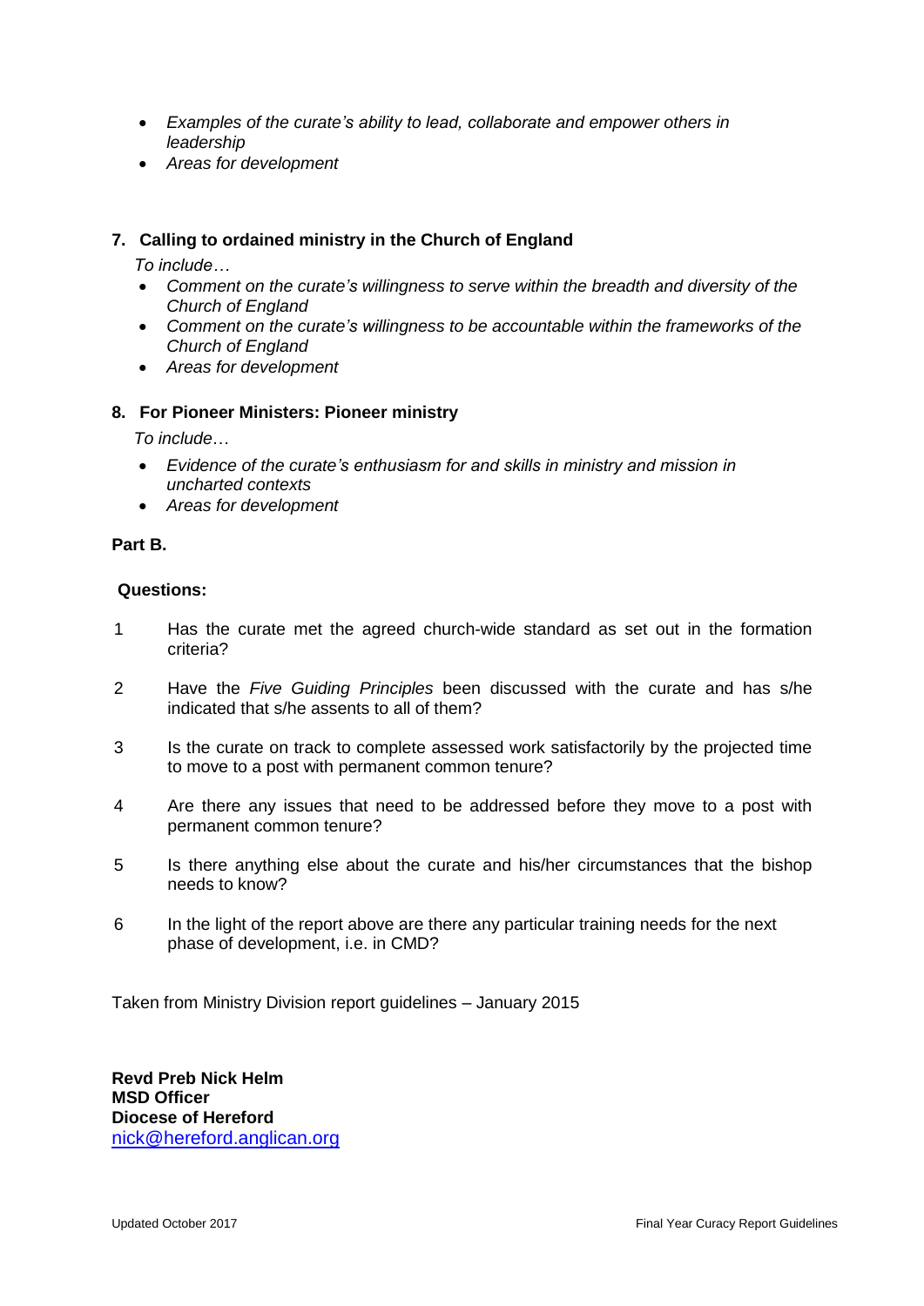- *Examples of the curate's ability to lead, collaborate and empower others in leadership*
- *Areas for development*

**7. Calling to ordained ministry in the Church of England**

*To include…*

- *Comment on the curate's willingness to serve within the breadth and diversity of the Church of England*
- *Comment on the curate's willingness to be accountable within the frameworks of the Church of England*
- *Areas for development*

**8. For Pioneer Ministers: Pioneer ministry**

*To include…*

- *Evidence of the curate's enthusiasm for and skills in ministry and mission in uncharted contexts*
- *Areas for development*

**Part B.**

**Questions:**

1. Has the curate met the agreed church-wide standard as set out in the formation criteria?
2. Have the *Five Guiding Principles* been discussed with the curate and has s/he indicated that s/he assents to all of them?
3. Is the curate on track to complete assessed work satisfactorily by the projected time to move to a post with permanent common tenure?
4. Are there any issues that need to be addressed before they move to a post with permanent common tenure?
5. Is there anything else about the curate and his/her circumstances that the bishop needs to know?
6. In the light of the report above are there any particular training needs for the next phase of development, i.e. in CMD?

Taken from Ministry Division report guidelines – January 2015

**Revd Preb Nick Helm**
**MSD Officer**
**Diocese of Hereford**
nick@hereford.anglican.org